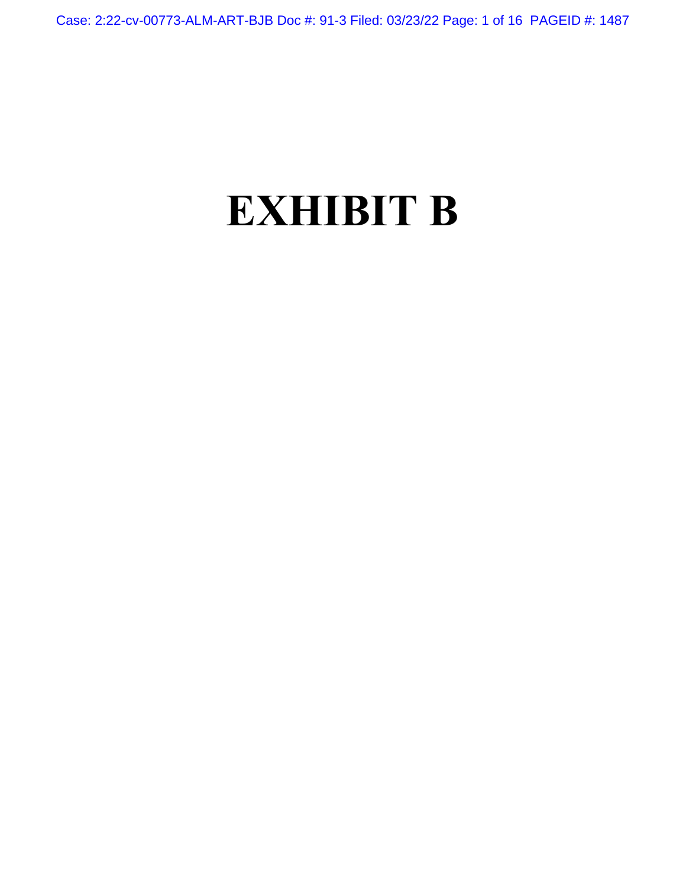# EXHIBIT B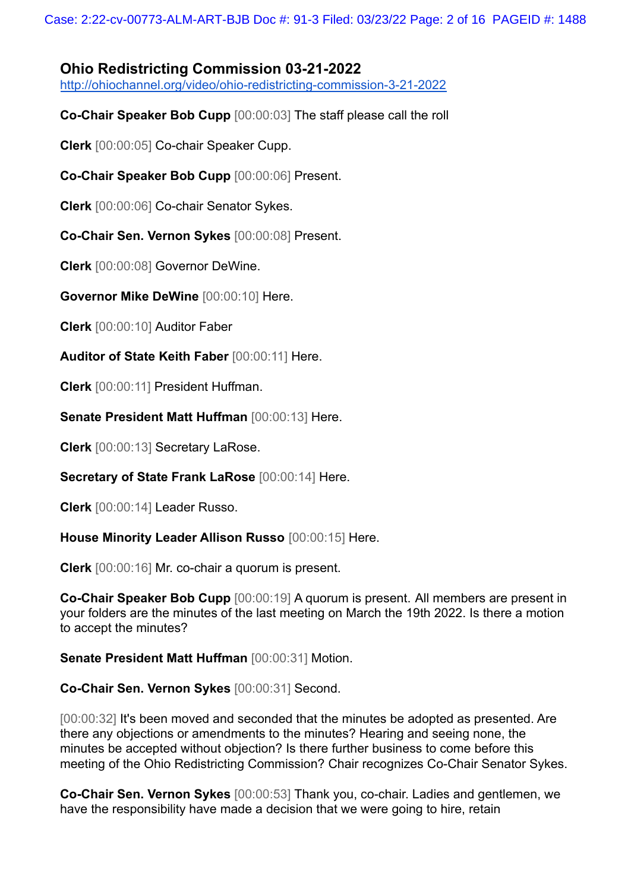## Ohio Redistricting Commission 03-21-2022

http://ohiochannel.org/video/ohio-redistricting-commission-3-21-2022

**Co-Chair Speaker Bob Cupp** [00:00:03] The staff please call the roll

**Clerk** [00:00:05] Co-chair Speaker Cupp.

**Co-Chair Speaker Bob Cupp** [00:00:06] Present.

**Clerk** [00:00:06] Co-chair Senator Sykes.

**Co-Chair Sen. Vernon Sykes** [00:00:08] Present.

**Clerk** [00:00:08] Governor DeWine.

**Governor Mike DeWine** [00:00:10] Here.

**Clerk** [00:00:10] Auditor Faber

**Auditor of State Keith Faber** [00:00:11] Here.

**Clerk** [00:00:11] President Huffman.

**Senate President Matt Huffman** [00:00:13] Here.

**Clerk** [00:00:13] Secretary LaRose.

**Secretary of State Frank LaRose** [00:00:14] Here.

**Clerk** [00:00:14] Leader Russo.

**House Minority Leader Allison Russo** [00:00:15] Here.

**Clerk** [00:00:16] Mr. co-chair a quorum is present.

**Co-Chair Speaker Bob Cupp** [00:00:19] A quorum is present. All members are present in your folders are the minutes of the last meeting on March the 19th 2022. Is there a motion to accept the minutes?

**Senate President Matt Huffman** [00:00:31] Motion.

**Co-Chair Sen. Vernon Sykes** [00:00:31] Second.

[00:00:32] It's been moved and seconded that the minutes be adopted as presented. Are there any objections or amendments to the minutes? Hearing and seeing none, the minutes be accepted without objection? Is there further business to come before this meeting of the Ohio Redistricting Commission? Chair recognizes Co-Chair Senator Sykes.

**Co-Chair Sen. Vernon Sykes** [00:00:53] Thank you, co-chair. Ladies and gentlemen, we have the responsibility have made a decision that we were going to hire, retain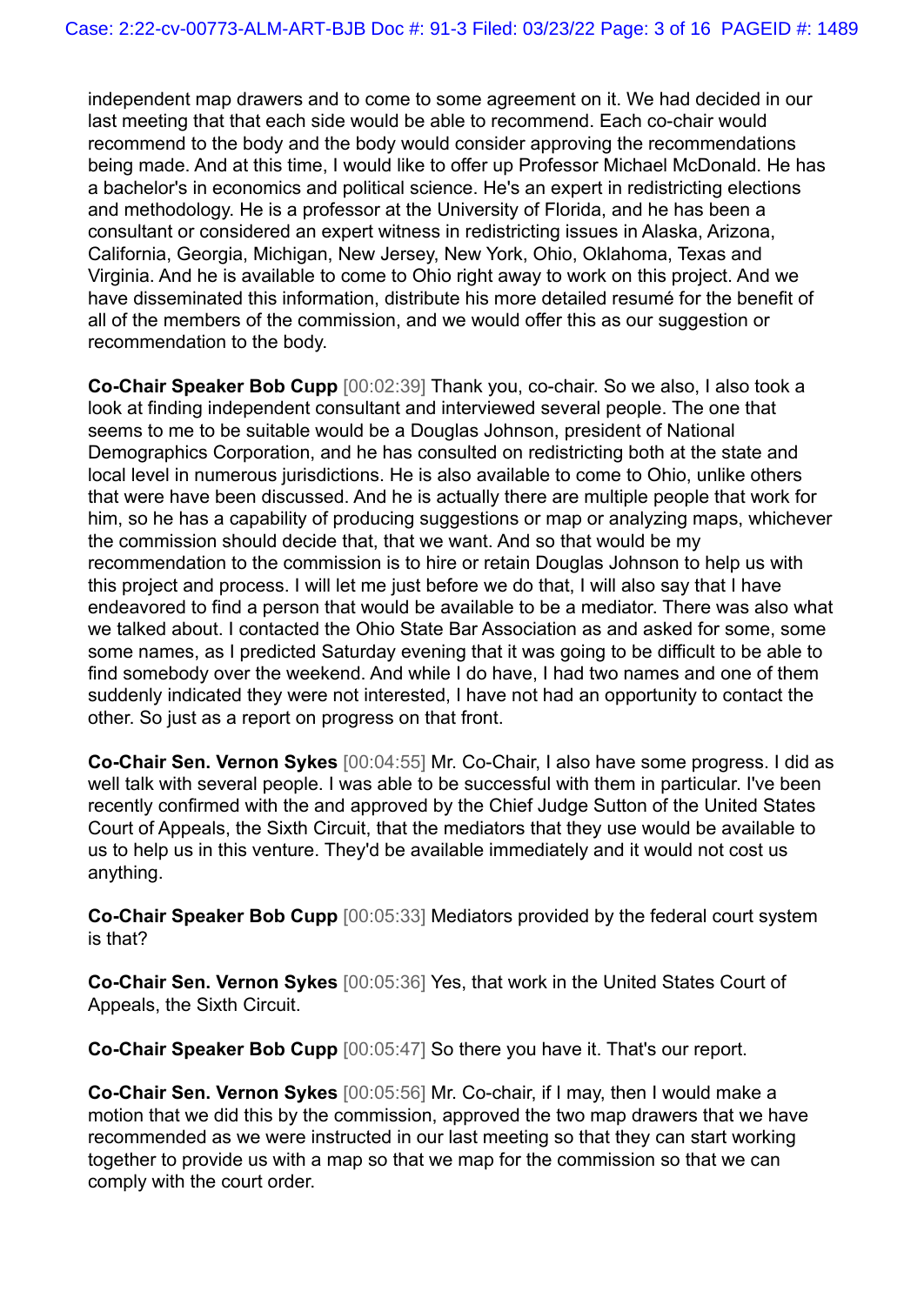independent map drawers and to come to some agreement on it. We had decided in our last meeting that that each side would be able to recommend. Each co-chair would recommend to the body and the body would consider approving the recommendations being made. And at this time, I would like to offer up Professor Michael McDonald. He has a bachelor's in economics and political science. He's an expert in redistricting elections and methodology. He is a professor at the University of Florida, and he has been a consultant or considered an expert witness in redistricting issues in Alaska, Arizona, California, Georgia, Michigan, New Jersey, New York, Ohio, Oklahoma, Texas and Virginia. And he is available to come to Ohio right away to work on this project. And we have disseminated this information, distribute his more detailed resumé for the benefit of all of the members of the commission, and we would offer this as our suggestion or recommendation to the body.

**Co-Chair Speaker Bob Cupp** [00:02:39] Thank you, co-chair. So we also, I also took a look at finding independent consultant and interviewed several people. The one that seems to me to be suitable would be a Douglas Johnson, president of National Demographics Corporation, and he has consulted on redistricting both at the state and local level in numerous jurisdictions. He is also available to come to Ohio, unlike others that were have been discussed. And he is actually there are multiple people that work for him, so he has a capability of producing suggestions or map or analyzing maps, whichever the commission should decide that, that we want. And so that would be my recommendation to the commission is to hire or retain Douglas Johnson to help us with this project and process. I will let me just before we do that, I will also say that I have endeavored to find a person that would be available to be a mediator. There was also what we talked about. I contacted the Ohio State Bar Association as and asked for some, some some names, as I predicted Saturday evening that it was going to be difficult to be able to find somebody over the weekend. And while I do have, I had two names and one of them suddenly indicated they were not interested, I have not had an opportunity to contact the other. So just as a report on progress on that front.

**Co-Chair Sen. Vernon Sykes** [00:04:55] Mr. Co-Chair, I also have some progress. I did as well talk with several people. I was able to be successful with them in particular. I've been recently confirmed with the and approved by the Chief Judge Sutton of the United States Court of Appeals, the Sixth Circuit, that the mediators that they use would be available to us to help us in this venture. They'd be available immediately and it would not cost us anything.

**Co-Chair Speaker Bob Cupp** [00:05:33] Mediators provided by the federal court system is that?

**Co-Chair Sen. Vernon Sykes** [00:05:36] Yes, that work in the United States Court of Appeals, the Sixth Circuit.

**Co-Chair Speaker Bob Cupp** [00:05:47] So there you have it. That's our report.

**Co-Chair Sen. Vernon Sykes** [00:05:56] Mr. Co-chair, if I may, then I would make a motion that we did this by the commission, approved the two map drawers that we have recommended as we were instructed in our last meeting so that they can start working together to provide us with a map so that we map for the commission so that we can comply with the court order.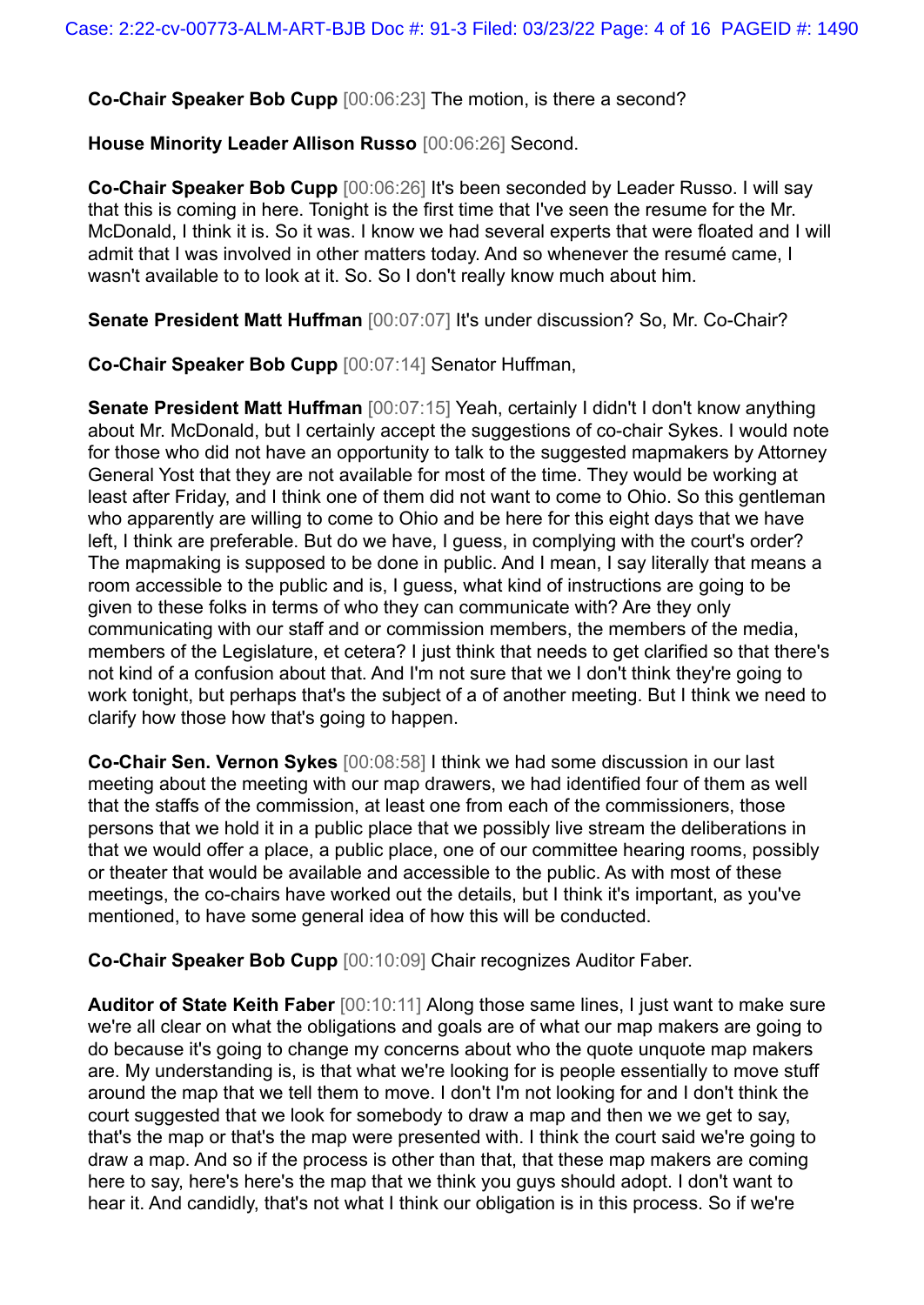**Co-Chair Speaker Bob Cupp** [00:06:23] The motion, is there a second?

**House Minority Leader Allison Russo** [00:06:26] Second.

**Co-Chair Speaker Bob Cupp** [00:06:26] It's been seconded by Leader Russo. I will say that this is coming in here. Tonight is the first time that I've seen the resume for the Mr. McDonald, I think it is. So it was. I know we had several experts that were floated and I will admit that I was involved in other matters today. And so whenever the resumé came, I wasn't available to to look at it. So. So I don't really know much about him.

**Senate President Matt Huffman** [00:07:07] It's under discussion? So, Mr. Co-Chair?

**Co-Chair Speaker Bob Cupp** [00:07:14] Senator Huffman,

**Senate President Matt Huffman** [00:07:15] Yeah, certainly I didn't I don't know anything about Mr. McDonald, but I certainly accept the suggestions of co-chair Sykes. I would note for those who did not have an opportunity to talk to the suggested mapmakers by Attorney General Yost that they are not available for most of the time. They would be working at least after Friday, and I think one of them did not want to come to Ohio. So this gentleman who apparently are willing to come to Ohio and be here for this eight days that we have left, I think are preferable. But do we have, I guess, in complying with the court's order? The mapmaking is supposed to be done in public. And I mean, I say literally that means a room accessible to the public and is, I guess, what kind of instructions are going to be given to these folks in terms of who they can communicate with? Are they only communicating with our staff and or commission members, the members of the media, members of the Legislature, et cetera? I just think that needs to get clarified so that there's not kind of a confusion about that. And I'm not sure that we I don't think they're going to work tonight, but perhaps that's the subject of a of another meeting. But I think we need to clarify how those how that's going to happen.

**Co-Chair Sen. Vernon Sykes** [00:08:58] I think we had some discussion in our last meeting about the meeting with our map drawers, we had identified four of them as well that the staffs of the commission, at least one from each of the commissioners, those persons that we hold it in a public place that we possibly live stream the deliberations in that we would offer a place, a public place, one of our committee hearing rooms, possibly or theater that would be available and accessible to the public. As with most of these meetings, the co-chairs have worked out the details, but I think it's important, as you've mentioned, to have some general idea of how this will be conducted.

**Co-Chair Speaker Bob Cupp** [00:10:09] Chair recognizes Auditor Faber.

**Auditor of State Keith Faber** [00:10:11] Along those same lines, I just want to make sure we're all clear on what the obligations and goals are of what our map makers are going to do because it's going to change my concerns about who the quote unquote map makers are. My understanding is, is that what we're looking for is people essentially to move stuff around the map that we tell them to move. I don't I'm not looking for and I don't think the court suggested that we look for somebody to draw a map and then we we get to say, that's the map or that's the map were presented with. I think the court said we're going to draw a map. And so if the process is other than that, that these map makers are coming here to say, here's here's the map that we think you guys should adopt. I don't want to hear it. And candidly, that's not what I think our obligation is in this process. So if we're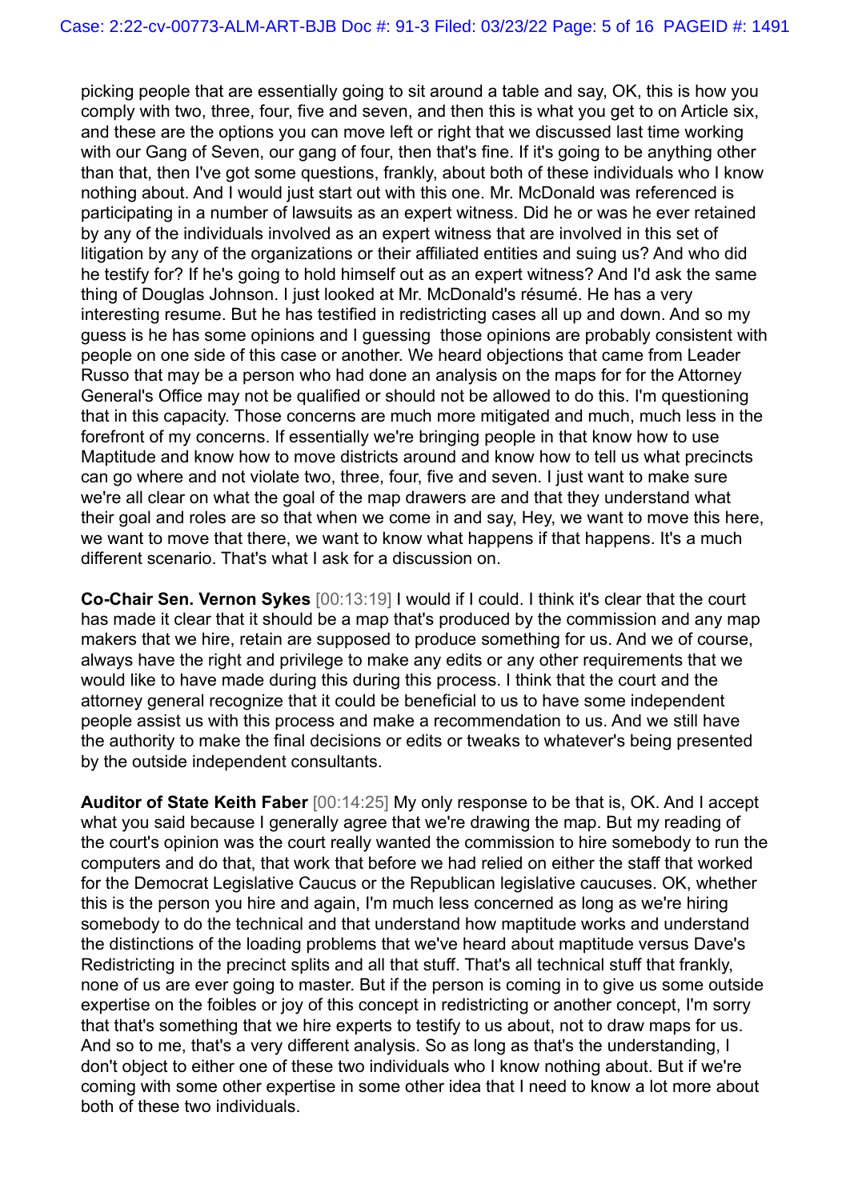picking people that are essentially going to sit around a table and say, OK, this is how you comply with two, three, four, five and seven, and then this is what you get to on Article six, and these are the options you can move left or right that we discussed last time working with our Gang of Seven, our gang of four, then that's fine. If it's going to be anything other than that, then I've got some questions, frankly, about both of these individuals who I know nothing about. And I would just start out with this one. Mr. McDonald was referenced is participating in a number of lawsuits as an expert witness. Did he or was he ever retained by any of the individuals involved as an expert witness that are involved in this set of litigation by any of the organizations or their affiliated entities and suing us? And who did he testify for? If he's going to hold himself out as an expert witness? And I'd ask the same thing of Douglas Johnson. I just looked at Mr. McDonald's résumé. He has a very interesting resume. But he has testified in redistricting cases all up and down. And so my guess is he has some opinions and I guessing those opinions are probably consistent with people on one side of this case or another. We heard objections that came from Leader Russo that may be a person who had done an analysis on the maps for for the Attorney General's Office may not be qualified or should not be allowed to do this. I'm questioning that in this capacity. Those concerns are much more mitigated and much, much less in the forefront of my concerns. If essentially we're bringing people in that know how to use Maptitude and know how to move districts around and know how to tell us what precincts can go where and not violate two, three, four, five and seven. I just want to make sure we're all clear on what the goal of the map drawers are and that they understand what their goal and roles are so that when we come in and say, Hey, we want to move this here, we want to move that there, we want to know what happens if that happens. It's a much different scenario. That's what I ask for a discussion on.

**Co-Chair Sen. Vernon Sykes** [00:13:19] I would if I could. I think it's clear that the court has made it clear that it should be a map that's produced by the commission and any map makers that we hire, retain are supposed to produce something for us. And we of course, always have the right and privilege to make any edits or any other requirements that we would like to have made during this during this process. I think that the court and the attorney general recognize that it could be beneficial to us to have some independent people assist us with this process and make a recommendation to us. And we still have the authority to make the final decisions or edits or tweaks to whatever's being presented by the outside independent consultants.

**Auditor of State Keith Faber** [00:14:25] My only response to be that is, OK. And I accept what you said because I generally agree that we're drawing the map. But my reading of the court's opinion was the court really wanted the commission to hire somebody to run the computers and do that, that work that before we had relied on either the staff that worked for the Democrat Legislative Caucus or the Republican legislative caucuses. OK, whether this is the person you hire and again, I'm much less concerned as long as we're hiring somebody to do the technical and that understand how maptitude works and understand the distinctions of the loading problems that we've heard about maptitude versus Dave's Redistricting in the precinct splits and all that stuff. That's all technical stuff that frankly, none of us are ever going to master. But if the person is coming in to give us some outside expertise on the foibles or joy of this concept in redistricting or another concept, I'm sorry that that's something that we hire experts to testify to us about, not to draw maps for us. And so to me, that's a very different analysis. So as long as that's the understanding, I don't object to either one of these two individuals who I know nothing about. But if we're coming with some other expertise in some other idea that I need to know a lot more about both of these two individuals.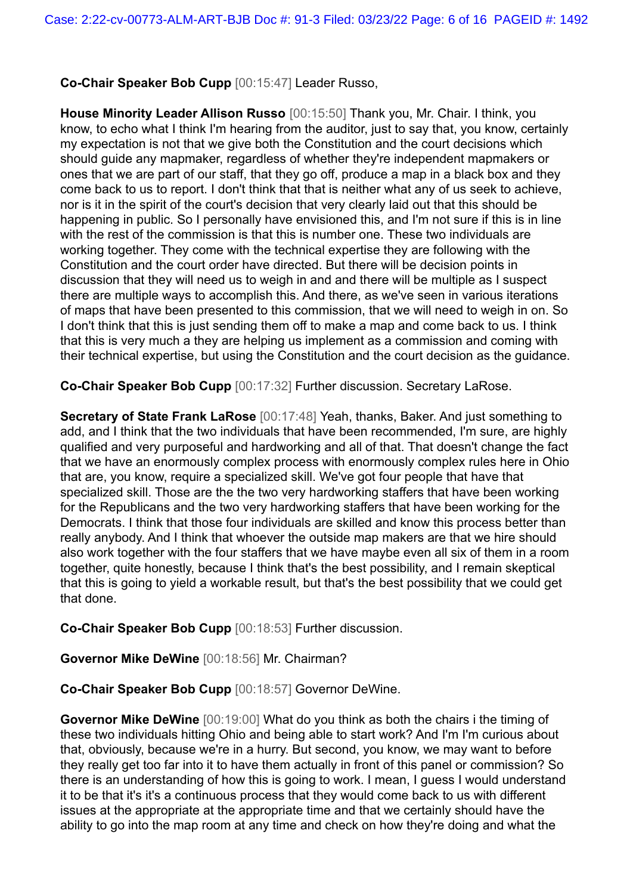**Co-Chair Speaker Bob Cupp** [00:15:47] Leader Russo,

**House Minority Leader Allison Russo** [00:15:50] Thank you, Mr. Chair. I think, you know, to echo what I think I'm hearing from the auditor, just to say that, you know, certainly my expectation is not that we give both the Constitution and the court decisions which should guide any mapmaker, regardless of whether they're independent mapmakers or ones that we are part of our staff, that they go off, produce a map in a black box and they come back to us to report. I don't think that that is neither what any of us seek to achieve, nor is it in the spirit of the court's decision that very clearly laid out that this should be happening in public. So I personally have envisioned this, and I'm not sure if this is in line with the rest of the commission is that this is number one. These two individuals are working together. They come with the technical expertise they are following with the Constitution and the court order have directed. But there will be decision points in discussion that they will need us to weigh in and and there will be multiple as I suspect there are multiple ways to accomplish this. And there, as we've seen in various iterations of maps that have been presented to this commission, that we will need to weigh in on. So I don't think that this is just sending them off to make a map and come back to us. I think that this is very much a they are helping us implement as a commission and coming with their technical expertise, but using the Constitution and the court decision as the guidance.

**Co-Chair Speaker Bob Cupp** [00:17:32] Further discussion. Secretary LaRose.

**Secretary of State Frank LaRose** [00:17:48] Yeah, thanks, Baker. And just something to add, and I think that the two individuals that have been recommended, I'm sure, are highly qualified and very purposeful and hardworking and all of that. That doesn't change the fact that we have an enormously complex process with enormously complex rules here in Ohio that are, you know, require a specialized skill. We've got four people that have that specialized skill. Those are the the two very hardworking staffers that have been working for the Republicans and the two very hardworking staffers that have been working for the Democrats. I think that those four individuals are skilled and know this process better than really anybody. And I think that whoever the outside map makers are that we hire should also work together with the four staffers that we have maybe even all six of them in a room together, quite honestly, because I think that's the best possibility, and I remain skeptical that this is going to yield a workable result, but that's the best possibility that we could get that done.

**Co-Chair Speaker Bob Cupp** [00:18:53] Further discussion.

**Governor Mike DeWine** [00:18:56] Mr. Chairman?

**Co-Chair Speaker Bob Cupp** [00:18:57] Governor DeWine.

**Governor Mike DeWine** [00:19:00] What do you think as both the chairs i the timing of these two individuals hitting Ohio and being able to start work? And I'm I'm curious about that, obviously, because we're in a hurry. But second, you know, we may want to before they really get too far into it to have them actually in front of this panel or commission? So there is an understanding of how this is going to work. I mean, I guess I would understand it to be that it's it's a continuous process that they would come back to us with different issues at the appropriate at the appropriate time and that we certainly should have the ability to go into the map room at any time and check on how they're doing and what the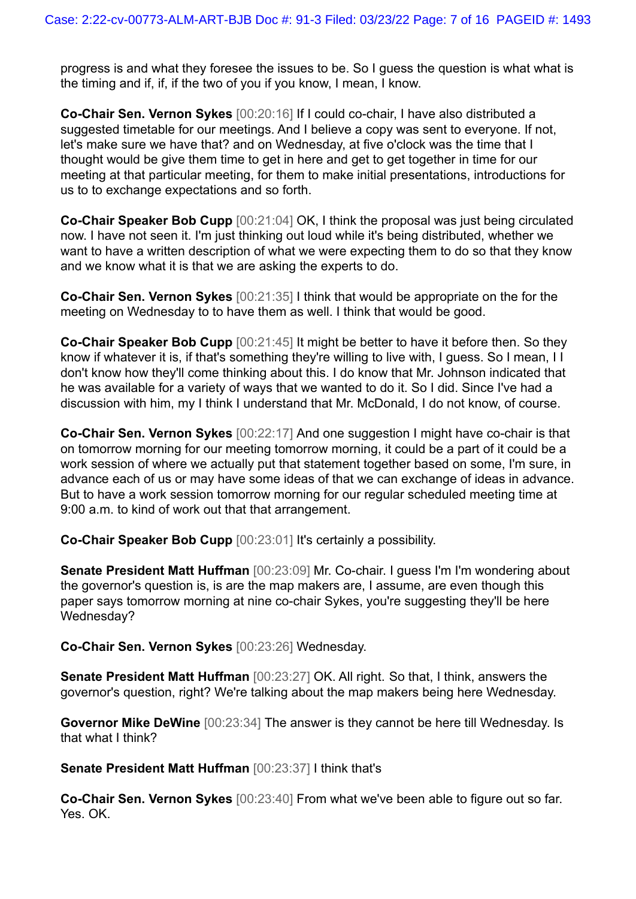progress is and what they foresee the issues to be. So I guess the question is what what is the timing and if, if, if the two of you if you know, I mean, I know.

**Co-Chair Sen. Vernon Sykes** [00:20:16] If I could co-chair, I have also distributed a suggested timetable for our meetings. And I believe a copy was sent to everyone. If not, let's make sure we have that? and on Wednesday, at five o'clock was the time that I thought would be give them time to get in here and get to get together in time for our meeting at that particular meeting, for them to make initial presentations, introductions for us to to exchange expectations and so forth.

**Co-Chair Speaker Bob Cupp** [00:21:04] OK, I think the proposal was just being circulated now. I have not seen it. I'm just thinking out loud while it's being distributed, whether we want to have a written description of what we were expecting them to do so that they know and we know what it is that we are asking the experts to do.

**Co-Chair Sen. Vernon Sykes** [00:21:35] I think that would be appropriate on the for the meeting on Wednesday to to have them as well. I think that would be good.

**Co-Chair Speaker Bob Cupp** [00:21:45] It might be better to have it before then. So they know if whatever it is, if that's something they're willing to live with, I guess. So I mean, I I don't know how they'll come thinking about this. I do know that Mr. Johnson indicated that he was available for a variety of ways that we wanted to do it. So I did. Since I've had a discussion with him, my I think I understand that Mr. McDonald, I do not know, of course.

**Co-Chair Sen. Vernon Sykes** [00:22:17] And one suggestion I might have co-chair is that on tomorrow morning for our meeting tomorrow morning, it could be a part of it could be a work session of where we actually put that statement together based on some, I'm sure, in advance each of us or may have some ideas of that we can exchange of ideas in advance. But to have a work session tomorrow morning for our regular scheduled meeting time at 9:00 a.m. to kind of work out that that arrangement.

**Co-Chair Speaker Bob Cupp** [00:23:01] It's certainly a possibility.

**Senate President Matt Huffman** [00:23:09] Mr. Co-chair. I guess I'm I'm wondering about the governor's question is, is are the map makers are, I assume, are even though this paper says tomorrow morning at nine co-chair Sykes, you're suggesting they'll be here Wednesday?

**Co-Chair Sen. Vernon Sykes** [00:23:26] Wednesday.

**Senate President Matt Huffman** [00:23:27] OK. All right. So that, I think, answers the governor's question, right? We're talking about the map makers being here Wednesday.

**Governor Mike DeWine** [00:23:34] The answer is they cannot be here till Wednesday. Is that what I think?

**Senate President Matt Huffman** [00:23:37] I think that's

**Co-Chair Sen. Vernon Sykes** [00:23:40] From what we've been able to figure out so far. Yes. OK.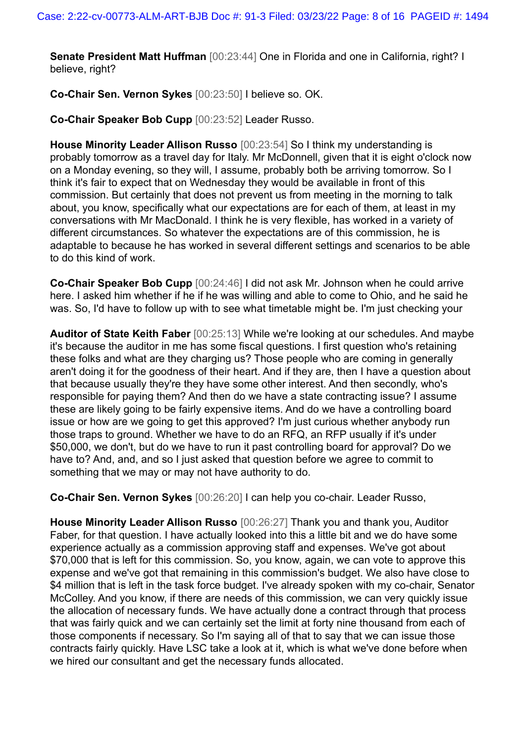**Senate President Matt Huffman** [00:23:44] One in Florida and one in California, right? I believe, right?

**Co-Chair Sen. Vernon Sykes** [00:23:50] I believe so. OK.

**Co-Chair Speaker Bob Cupp** [00:23:52] Leader Russo.

**House Minority Leader Allison Russo** [00:23:54] So I think my understanding is probably tomorrow as a travel day for Italy. Mr McDonnell, given that it is eight o'clock now on a Monday evening, so they will, I assume, probably both be arriving tomorrow. So I think it's fair to expect that on Wednesday they would be available in front of this commission. But certainly that does not prevent us from meeting in the morning to talk about, you know, specifically what our expectations are for each of them, at least in my conversations with Mr MacDonald. I think he is very flexible, has worked in a variety of different circumstances. So whatever the expectations are of this commission, he is adaptable to because he has worked in several different settings and scenarios to be able to do this kind of work.

**Co-Chair Speaker Bob Cupp** [00:24:46] I did not ask Mr. Johnson when he could arrive here. I asked him whether if he if he was willing and able to come to Ohio, and he said he was. So, I'd have to follow up with to see what timetable might be. I'm just checking your

**Auditor of State Keith Faber** [00:25:13] While we're looking at our schedules. And maybe it's because the auditor in me has some fiscal questions. I first question who's retaining these folks and what are they charging us? Those people who are coming in generally aren't doing it for the goodness of their heart. And if they are, then I have a question about that because usually they're they have some other interest. And then secondly, who's responsible for paying them? And then do we have a state contracting issue? I assume these are likely going to be fairly expensive items. And do we have a controlling board issue or how are we going to get this approved? I'm just curious whether anybody run those traps to ground. Whether we have to do an RFQ, an RFP usually if it's under $50,000, we don't, but do we have to run it past controlling board for approval? Do we have to? And, and, and so I just asked that question before we agree to commit to something that we may or may not have authority to do.

**Co-Chair Sen. Vernon Sykes** [00:26:20] I can help you co-chair. Leader Russo,

**House Minority Leader Allison Russo** [00:26:27] Thank you and thank you, Auditor Faber, for that question. I have actually looked into this a little bit and we do have some experience actually as a commission approving staff and expenses. We've got about $70,000 that is left for this commission. So, you know, again, we can vote to approve this expense and we've got that remaining in this commission's budget. We also have close to $4 million that is left in the task force budget. I've already spoken with my co-chair, Senator McColley. And you know, if there are needs of this commission, we can very quickly issue the allocation of necessary funds. We have actually done a contract through that process that was fairly quick and we can certainly set the limit at forty nine thousand from each of those components if necessary. So I'm saying all of that to say that we can issue those contracts fairly quickly. Have LSC take a look at it, which is what we've done before when we hired our consultant and get the necessary funds allocated.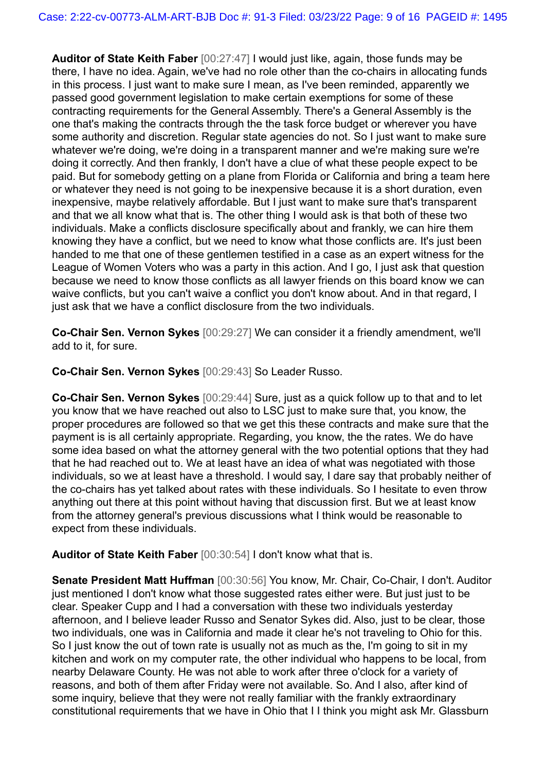**Auditor of State Keith Faber** [00:27:47] I would just like, again, those funds may be there, I have no idea. Again, we've had no role other than the co-chairs in allocating funds in this process. I just want to make sure I mean, as I've been reminded, apparently we passed good government legislation to make certain exemptions for some of these contracting requirements for the General Assembly. There's a General Assembly is the one that's making the contracts through the the task force budget or wherever you have some authority and discretion. Regular state agencies do not. So I just want to make sure whatever we're doing, we're doing in a transparent manner and we're making sure we're doing it correctly. And then frankly, I don't have a clue of what these people expect to be paid. But for somebody getting on a plane from Florida or California and bring a team here or whatever they need is not going to be inexpensive because it is a short duration, even inexpensive, maybe relatively affordable. But I just want to make sure that's transparent and that we all know what that is. The other thing I would ask is that both of these two individuals. Make a conflicts disclosure specifically about and frankly, we can hire them knowing they have a conflict, but we need to know what those conflicts are. It's just been handed to me that one of these gentlemen testified in a case as an expert witness for the League of Women Voters who was a party in this action. And I go, I just ask that question because we need to know those conflicts as all lawyer friends on this board know we can waive conflicts, but you can't waive a conflict you don't know about. And in that regard, I just ask that we have a conflict disclosure from the two individuals.

**Co-Chair Sen. Vernon Sykes** [00:29:27] We can consider it a friendly amendment, we'll add to it, for sure.

**Co-Chair Sen. Vernon Sykes** [00:29:43] So Leader Russo.

**Co-Chair Sen. Vernon Sykes** [00:29:44] Sure, just as a quick follow up to that and to let you know that we have reached out also to LSC just to make sure that, you know, the proper procedures are followed so that we get this these contracts and make sure that the payment is is all certainly appropriate. Regarding, you know, the the rates. We do have some idea based on what the attorney general with the two potential options that they had that he had reached out to. We at least have an idea of what was negotiated with those individuals, so we at least have a threshold. I would say, I dare say that probably neither of the co-chairs has yet talked about rates with these individuals. So I hesitate to even throw anything out there at this point without having that discussion first. But we at least know from the attorney general's previous discussions what I think would be reasonable to expect from these individuals.

**Auditor of State Keith Faber** [00:30:54] I don't know what that is.

**Senate President Matt Huffman** [00:30:56] You know, Mr. Chair, Co-Chair, I don't. Auditor just mentioned I don't know what those suggested rates either were. But just just to be clear. Speaker Cupp and I had a conversation with these two individuals yesterday afternoon, and I believe leader Russo and Senator Sykes did. Also, just to be clear, those two individuals, one was in California and made it clear he's not traveling to Ohio for this. So I just know the out of town rate is usually not as much as the, I'm going to sit in my kitchen and work on my computer rate, the other individual who happens to be local, from nearby Delaware County. He was not able to work after three o'clock for a variety of reasons, and both of them after Friday were not available. So. And I also, after kind of some inquiry, believe that they were not really familiar with the frankly extraordinary constitutional requirements that we have in Ohio that I I think you might ask Mr. Glassburn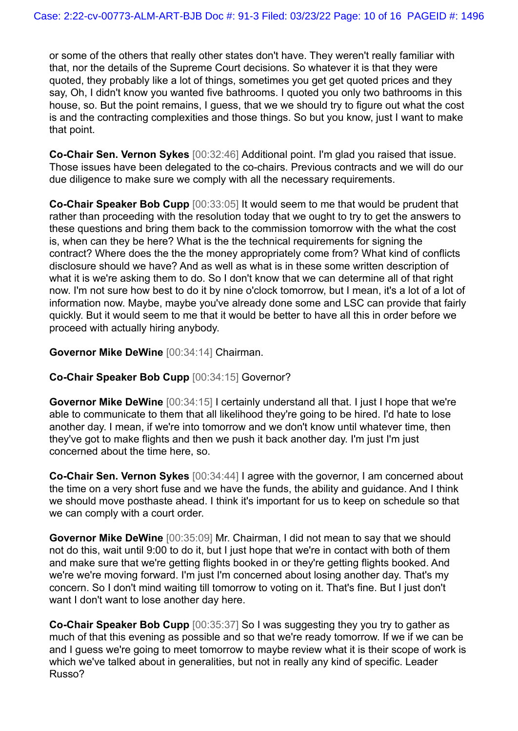or some of the others that really other states don't have. They weren't really familiar with that, nor the details of the Supreme Court decisions. So whatever it is that they were quoted, they probably like a lot of things, sometimes you get get quoted prices and they say, Oh, I didn't know you wanted five bathrooms. I quoted you only two bathrooms in this house, so. But the point remains, I guess, that we we should try to figure out what the cost is and the contracting complexities and those things. So but you know, just I want to make that point.

**Co-Chair Sen. Vernon Sykes** [00:32:46] Additional point. I'm glad you raised that issue. Those issues have been delegated to the co-chairs. Previous contracts and we will do our due diligence to make sure we comply with all the necessary requirements.

**Co-Chair Speaker Bob Cupp** [00:33:05] It would seem to me that would be prudent that rather than proceeding with the resolution today that we ought to try to get the answers to these questions and bring them back to the commission tomorrow with the what the cost is, when can they be here? What is the the technical requirements for signing the contract? Where does the the the money appropriately come from? What kind of conflicts disclosure should we have? And as well as what is in these some written description of what it is we're asking them to do. So I don't know that we can determine all of that right now. I'm not sure how best to do it by nine o'clock tomorrow, but I mean, it's a lot of a lot of information now. Maybe, maybe you've already done some and LSC can provide that fairly quickly. But it would seem to me that it would be better to have all this in order before we proceed with actually hiring anybody.

**Governor Mike DeWine** [00:34:14] Chairman.

**Co-Chair Speaker Bob Cupp** [00:34:15] Governor?

**Governor Mike DeWine** [00:34:15] I certainly understand all that. I just I hope that we're able to communicate to them that all likelihood they're going to be hired. I'd hate to lose another day. I mean, if we're into tomorrow and we don't know until whatever time, then they've got to make flights and then we push it back another day. I'm just I'm just concerned about the time here, so.

**Co-Chair Sen. Vernon Sykes** [00:34:44] I agree with the governor, I am concerned about the time on a very short fuse and we have the funds, the ability and guidance. And I think we should move posthaste ahead. I think it's important for us to keep on schedule so that we can comply with a court order.

**Governor Mike DeWine** [00:35:09] Mr. Chairman, I did not mean to say that we should not do this, wait until 9:00 to do it, but I just hope that we're in contact with both of them and make sure that we're getting flights booked in or they're getting flights booked. And we're we're moving forward. I'm just I'm concerned about losing another day. That's my concern. So I don't mind waiting till tomorrow to voting on it. That's fine. But I just don't want I don't want to lose another day here.

**Co-Chair Speaker Bob Cupp** [00:35:37] So I was suggesting they you try to gather as much of that this evening as possible and so that we're ready tomorrow. If we if we can be and I guess we're going to meet tomorrow to maybe review what it is their scope of work is which we've talked about in generalities, but not in really any kind of specific. Leader Russo?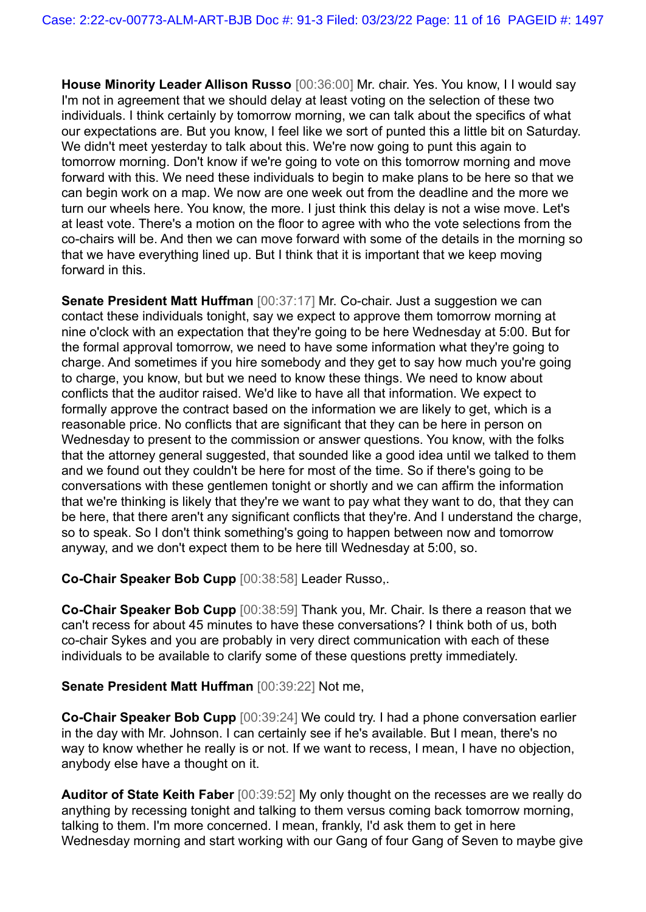**House Minority Leader Allison Russo** [00:36:00] Mr. chair. Yes. You know, I I would say I'm not in agreement that we should delay at least voting on the selection of these two individuals. I think certainly by tomorrow morning, we can talk about the specifics of what our expectations are. But you know, I feel like we sort of punted this a little bit on Saturday. We didn't meet yesterday to talk about this. We're now going to punt this again to tomorrow morning. Don't know if we're going to vote on this tomorrow morning and move forward with this. We need these individuals to begin to make plans to be here so that we can begin work on a map. We now are one week out from the deadline and the more we turn our wheels here. You know, the more. I just think this delay is not a wise move. Let's at least vote. There's a motion on the floor to agree with who the vote selections from the co-chairs will be. And then we can move forward with some of the details in the morning so that we have everything lined up. But I think that it is important that we keep moving forward in this.

**Senate President Matt Huffman** [00:37:17] Mr. Co-chair. Just a suggestion we can contact these individuals tonight, say we expect to approve them tomorrow morning at nine o'clock with an expectation that they're going to be here Wednesday at 5:00. But for the formal approval tomorrow, we need to have some information what they're going to charge. And sometimes if you hire somebody and they get to say how much you're going to charge, you know, but but we need to know these things. We need to know about conflicts that the auditor raised. We'd like to have all that information. We expect to formally approve the contract based on the information we are likely to get, which is a reasonable price. No conflicts that are significant that they can be here in person on Wednesday to present to the commission or answer questions. You know, with the folks that the attorney general suggested, that sounded like a good idea until we talked to them and we found out they couldn't be here for most of the time. So if there's going to be conversations with these gentlemen tonight or shortly and we can affirm the information that we're thinking is likely that they're we want to pay what they want to do, that they can be here, that there aren't any significant conflicts that they're. And I understand the charge, so to speak. So I don't think something's going to happen between now and tomorrow anyway, and we don't expect them to be here till Wednesday at 5:00, so.

**Co-Chair Speaker Bob Cupp** [00:38:58] Leader Russo,.

**Co-Chair Speaker Bob Cupp** [00:38:59] Thank you, Mr. Chair. Is there a reason that we can't recess for about 45 minutes to have these conversations? I think both of us, both co-chair Sykes and you are probably in very direct communication with each of these individuals to be available to clarify some of these questions pretty immediately.

**Senate President Matt Huffman** [00:39:22] Not me,

**Co-Chair Speaker Bob Cupp** [00:39:24] We could try. I had a phone conversation earlier in the day with Mr. Johnson. I can certainly see if he's available. But I mean, there's no way to know whether he really is or not. If we want to recess, I mean, I have no objection, anybody else have a thought on it.

**Auditor of State Keith Faber** [00:39:52] My only thought on the recesses are we really do anything by recessing tonight and talking to them versus coming back tomorrow morning, talking to them. I'm more concerned. I mean, frankly, I'd ask them to get in here Wednesday morning and start working with our Gang of four Gang of Seven to maybe give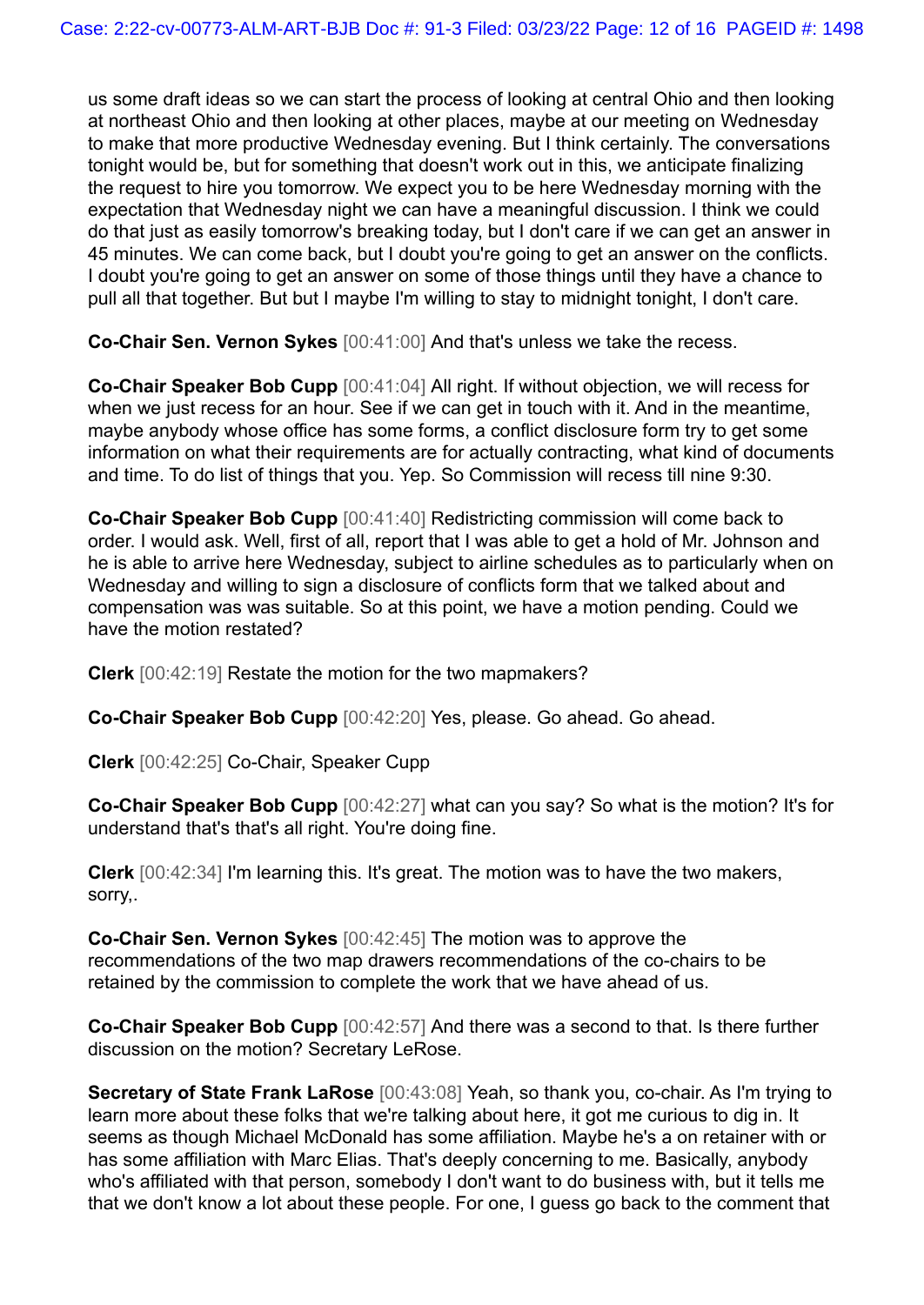us some draft ideas so we can start the process of looking at central Ohio and then looking at northeast Ohio and then looking at other places, maybe at our meeting on Wednesday to make that more productive Wednesday evening. But I think certainly. The conversations tonight would be, but for something that doesn't work out in this, we anticipate finalizing the request to hire you tomorrow. We expect you to be here Wednesday morning with the expectation that Wednesday night we can have a meaningful discussion. I think we could do that just as easily tomorrow's breaking today, but I don't care if we can get an answer in 45 minutes. We can come back, but I doubt you're going to get an answer on the conflicts. I doubt you're going to get an answer on some of those things until they have a chance to pull all that together. But but I maybe I'm willing to stay to midnight tonight, I don't care.

**Co-Chair Sen. Vernon Sykes** [00:41:00] And that's unless we take the recess.

**Co-Chair Speaker Bob Cupp** [00:41:04] All right. If without objection, we will recess for when we just recess for an hour. See if we can get in touch with it. And in the meantime, maybe anybody whose office has some forms, a conflict disclosure form try to get some information on what their requirements are for actually contracting, what kind of documents and time. To do list of things that you. Yep. So Commission will recess till nine 9:30.

**Co-Chair Speaker Bob Cupp** [00:41:40] Redistricting commission will come back to order. I would ask. Well, first of all, report that I was able to get a hold of Mr. Johnson and he is able to arrive here Wednesday, subject to airline schedules as to particularly when on Wednesday and willing to sign a disclosure of conflicts form that we talked about and compensation was was suitable. So at this point, we have a motion pending. Could we have the motion restated?

**Clerk** [00:42:19] Restate the motion for the two mapmakers?

**Co-Chair Speaker Bob Cupp** [00:42:20] Yes, please. Go ahead. Go ahead.

**Clerk** [00:42:25] Co-Chair, Speaker Cupp

**Co-Chair Speaker Bob Cupp** [00:42:27] what can you say? So what is the motion? It's for understand that's that's all right. You're doing fine.

**Clerk** [00:42:34] I'm learning this. It's great. The motion was to have the two makers, sorry,.

**Co-Chair Sen. Vernon Sykes** [00:42:45] The motion was to approve the recommendations of the two map drawers recommendations of the co-chairs to be retained by the commission to complete the work that we have ahead of us.

**Co-Chair Speaker Bob Cupp** [00:42:57] And there was a second to that. Is there further discussion on the motion? Secretary LeRose.

**Secretary of State Frank LaRose** [00:43:08] Yeah, so thank you, co-chair. As I'm trying to learn more about these folks that we're talking about here, it got me curious to dig in. It seems as though Michael McDonald has some affiliation. Maybe he's a on retainer with or has some affiliation with Marc Elias. That's deeply concerning to me. Basically, anybody who's affiliated with that person, somebody I don't want to do business with, but it tells me that we don't know a lot about these people. For one, I guess go back to the comment that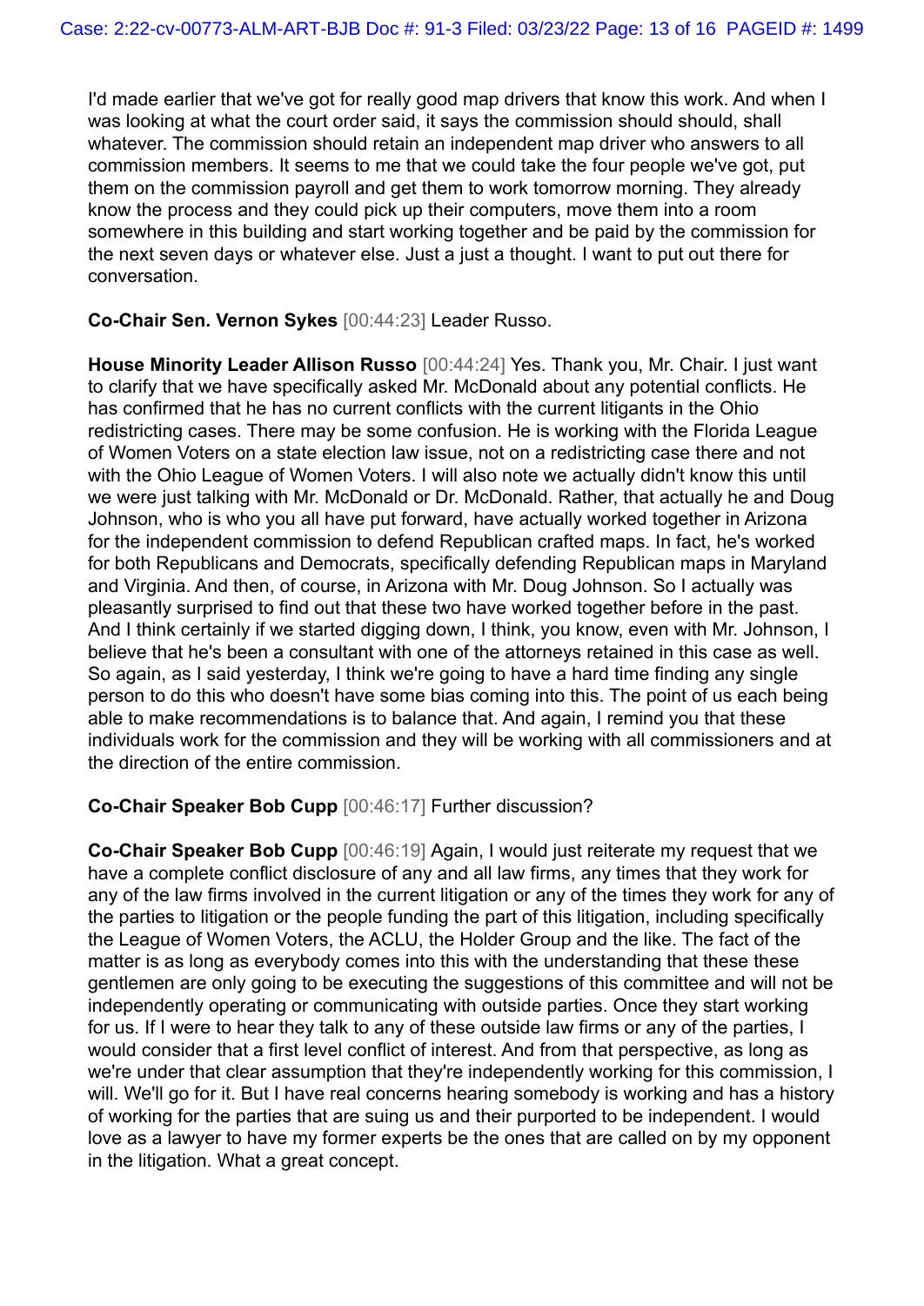I'd made earlier that we've got for really good map drivers that know this work. And when I was looking at what the court order said, it says the commission should should, shall whatever. The commission should retain an independent map driver who answers to all commission members. It seems to me that we could take the four people we've got, put them on the commission payroll and get them to work tomorrow morning. They already know the process and they could pick up their computers, move them into a room somewhere in this building and start working together and be paid by the commission for the next seven days or whatever else. Just a just a thought. I want to put out there for conversation.

**Co-Chair Sen. Vernon Sykes** [00:44:23] Leader Russo.

**House Minority Leader Allison Russo** [00:44:24] Yes. Thank you, Mr. Chair. I just want to clarify that we have specifically asked Mr. McDonald about any potential conflicts. He has confirmed that he has no current conflicts with the current litigants in the Ohio redistricting cases. There may be some confusion. He is working with the Florida League of Women Voters on a state election law issue, not on a redistricting case there and not with the Ohio League of Women Voters. I will also note we actually didn't know this until we were just talking with Mr. McDonald or Dr. McDonald. Rather, that actually he and Doug Johnson, who is who you all have put forward, have actually worked together in Arizona for the independent commission to defend Republican crafted maps. In fact, he's worked for both Republicans and Democrats, specifically defending Republican maps in Maryland and Virginia. And then, of course, in Arizona with Mr. Doug Johnson. So I actually was pleasantly surprised to find out that these two have worked together before in the past. And I think certainly if we started digging down, I think, you know, even with Mr. Johnson, I believe that he's been a consultant with one of the attorneys retained in this case as well. So again, as I said yesterday, I think we're going to have a hard time finding any single person to do this who doesn't have some bias coming into this. The point of us each being able to make recommendations is to balance that. And again, I remind you that these individuals work for the commission and they will be working with all commissioners and at the direction of the entire commission.

**Co-Chair Speaker Bob Cupp** [00:46:17] Further discussion?

**Co-Chair Speaker Bob Cupp** [00:46:19] Again, I would just reiterate my request that we have a complete conflict disclosure of any and all law firms, any times that they work for any of the law firms involved in the current litigation or any of the times they work for any of the parties to litigation or the people funding the part of this litigation, including specifically the League of Women Voters, the ACLU, the Holder Group and the like. The fact of the matter is as long as everybody comes into this with the understanding that these these gentlemen are only going to be executing the suggestions of this committee and will not be independently operating or communicating with outside parties. Once they start working for us. If I were to hear they talk to any of these outside law firms or any of the parties, I would consider that a first level conflict of interest. And from that perspective, as long as we're under that clear assumption that they're independently working for this commission, I will. We'll go for it. But I have real concerns hearing somebody is working and has a history of working for the parties that are suing us and their purported to be independent. I would love as a lawyer to have my former experts be the ones that are called on by my opponent in the litigation. What a great concept.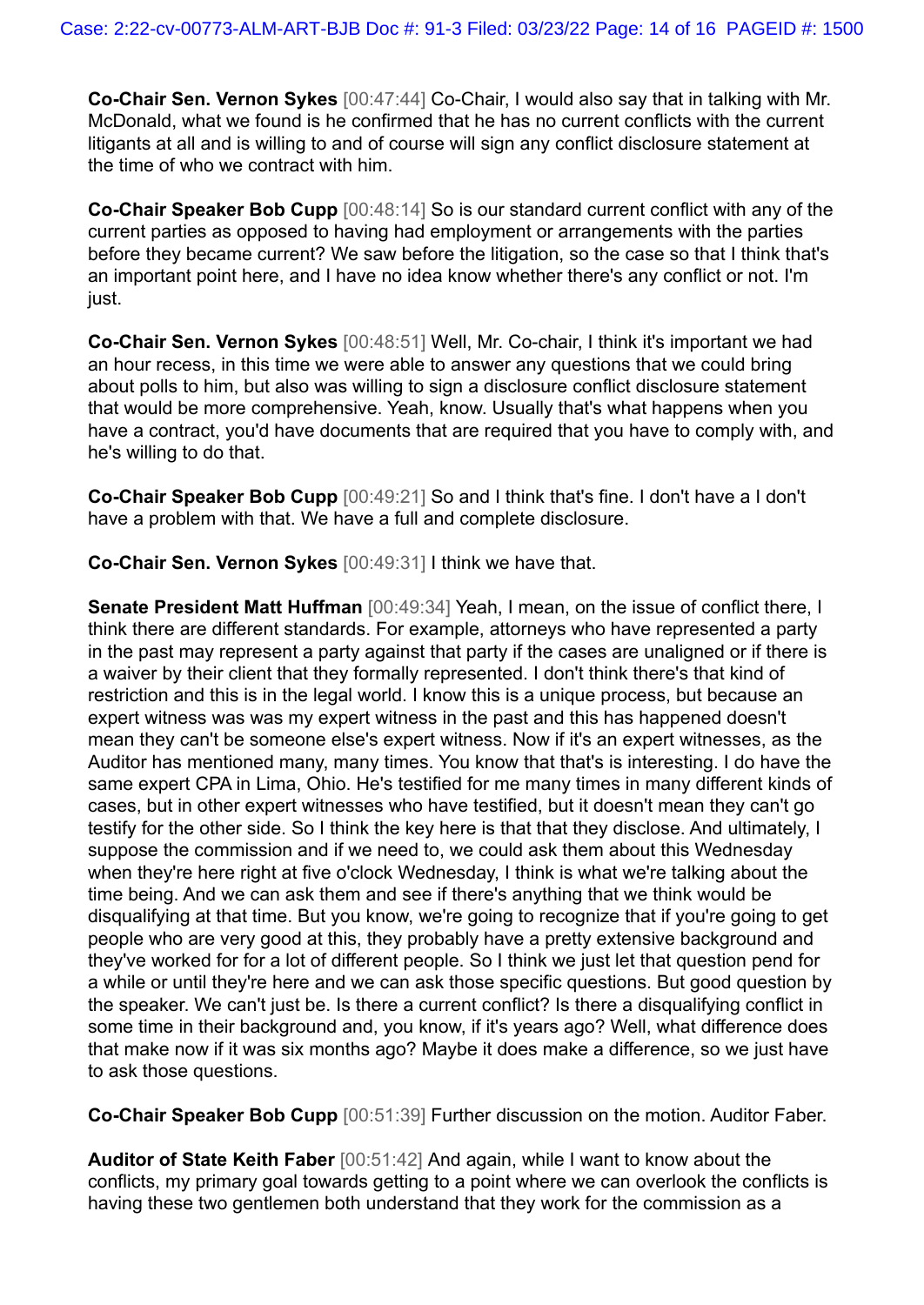**Co-Chair Sen. Vernon Sykes** [00:47:44] Co-Chair, I would also say that in talking with Mr. McDonald, what we found is he confirmed that he has no current conflicts with the current litigants at all and is willing to and of course will sign any conflict disclosure statement at the time of who we contract with him.

**Co-Chair Speaker Bob Cupp** [00:48:14] So is our standard current conflict with any of the current parties as opposed to having had employment or arrangements with the parties before they became current? We saw before the litigation, so the case so that I think that's an important point here, and I have no idea know whether there's any conflict or not. I'm just.

**Co-Chair Sen. Vernon Sykes** [00:48:51] Well, Mr. Co-chair, I think it's important we had an hour recess, in this time we were able to answer any questions that we could bring about polls to him, but also was willing to sign a disclosure conflict disclosure statement that would be more comprehensive. Yeah, know. Usually that's what happens when you have a contract, you'd have documents that are required that you have to comply with, and he's willing to do that.

**Co-Chair Speaker Bob Cupp** [00:49:21] So and I think that's fine. I don't have a I don't have a problem with that. We have a full and complete disclosure.

**Co-Chair Sen. Vernon Sykes** [00:49:31] I think we have that.

**Senate President Matt Huffman** [00:49:34] Yeah, I mean, on the issue of conflict there, I think there are different standards. For example, attorneys who have represented a party in the past may represent a party against that party if the cases are unaligned or if there is a waiver by their client that they formally represented. I don't think there's that kind of restriction and this is in the legal world. I know this is a unique process, but because an expert witness was was my expert witness in the past and this has happened doesn't mean they can't be someone else's expert witness. Now if it's an expert witnesses, as the Auditor has mentioned many, many times. You know that that's is interesting. I do have the same expert CPA in Lima, Ohio. He's testified for me many times in many different kinds of cases, but in other expert witnesses who have testified, but it doesn't mean they can't go testify for the other side. So I think the key here is that that they disclose. And ultimately, I suppose the commission and if we need to, we could ask them about this Wednesday when they're here right at five o'clock Wednesday, I think is what we're talking about the time being. And we can ask them and see if there's anything that we think would be disqualifying at that time. But you know, we're going to recognize that if you're going to get people who are very good at this, they probably have a pretty extensive background and they've worked for for a lot of different people. So I think we just let that question pend for a while or until they're here and we can ask those specific questions. But good question by the speaker. We can't just be. Is there a current conflict? Is there a disqualifying conflict in some time in their background and, you know, if it's years ago? Well, what difference does that make now if it was six months ago? Maybe it does make a difference, so we just have to ask those questions.

**Co-Chair Speaker Bob Cupp** [00:51:39] Further discussion on the motion. Auditor Faber.

**Auditor of State Keith Faber** [00:51:42] And again, while I want to know about the conflicts, my primary goal towards getting to a point where we can overlook the conflicts is having these two gentlemen both understand that they work for the commission as a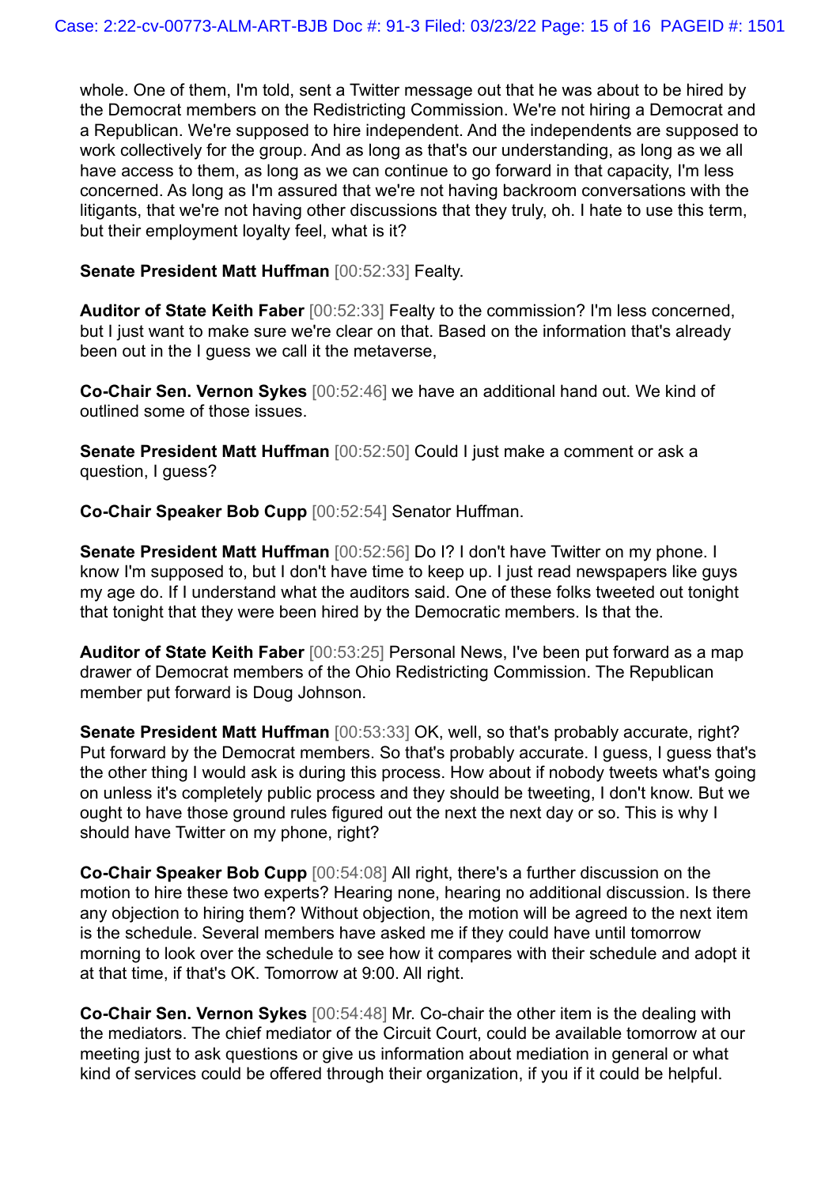whole. One of them, I'm told, sent a Twitter message out that he was about to be hired by the Democrat members on the Redistricting Commission. We're not hiring a Democrat and a Republican. We're supposed to hire independent. And the independents are supposed to work collectively for the group. And as long as that's our understanding, as long as we all have access to them, as long as we can continue to go forward in that capacity, I'm less concerned. As long as I'm assured that we're not having backroom conversations with the litigants, that we're not having other discussions that they truly, oh. I hate to use this term, but their employment loyalty feel, what is it?

**Senate President Matt Huffman** [00:52:33] Fealty.

**Auditor of State Keith Faber** [00:52:33] Fealty to the commission? I'm less concerned, but I just want to make sure we're clear on that. Based on the information that's already been out in the I guess we call it the metaverse,

**Co-Chair Sen. Vernon Sykes** [00:52:46] we have an additional hand out. We kind of outlined some of those issues.

**Senate President Matt Huffman** [00:52:50] Could I just make a comment or ask a question, I guess?

**Co-Chair Speaker Bob Cupp** [00:52:54] Senator Huffman.

**Senate President Matt Huffman** [00:52:56] Do I? I don't have Twitter on my phone. I know I'm supposed to, but I don't have time to keep up. I just read newspapers like guys my age do. If I understand what the auditors said. One of these folks tweeted out tonight that tonight that they were been hired by the Democratic members. Is that the.

**Auditor of State Keith Faber** [00:53:25] Personal News, I've been put forward as a map drawer of Democrat members of the Ohio Redistricting Commission. The Republican member put forward is Doug Johnson.

**Senate President Matt Huffman** [00:53:33] OK, well, so that's probably accurate, right? Put forward by the Democrat members. So that's probably accurate. I guess, I guess that's the other thing I would ask is during this process. How about if nobody tweets what's going on unless it's completely public process and they should be tweeting, I don't know. But we ought to have those ground rules figured out the next the next day or so. This is why I should have Twitter on my phone, right?

**Co-Chair Speaker Bob Cupp** [00:54:08] All right, there's a further discussion on the motion to hire these two experts? Hearing none, hearing no additional discussion. Is there any objection to hiring them? Without objection, the motion will be agreed to the next item is the schedule. Several members have asked me if they could have until tomorrow morning to look over the schedule to see how it compares with their schedule and adopt it at that time, if that's OK. Tomorrow at 9:00. All right.

**Co-Chair Sen. Vernon Sykes** [00:54:48] Mr. Co-chair the other item is the dealing with the mediators. The chief mediator of the Circuit Court, could be available tomorrow at our meeting just to ask questions or give us information about mediation in general or what kind of services could be offered through their organization, if you if it could be helpful.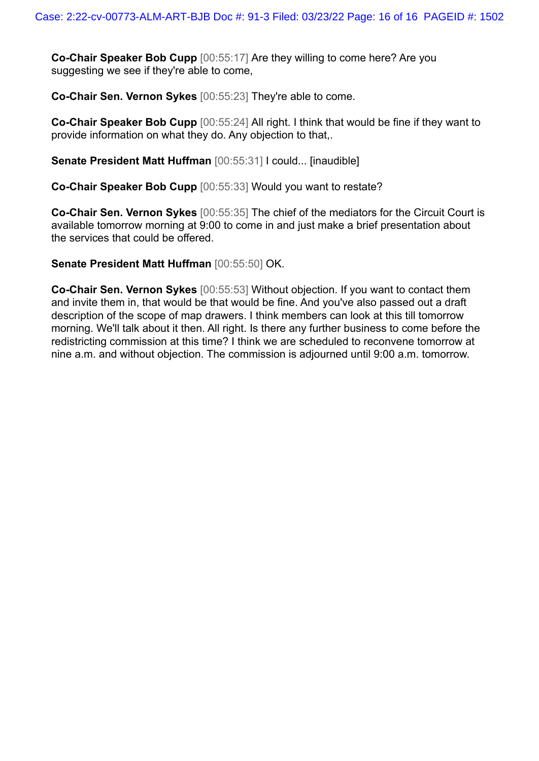**Co-Chair Speaker Bob Cupp** [00:55:17] Are they willing to come here? Are you suggesting we see if they're able to come,

**Co-Chair Sen. Vernon Sykes** [00:55:23] They're able to come.

**Co-Chair Speaker Bob Cupp** [00:55:24] All right. I think that would be fine if they want to provide information on what they do. Any objection to that,.

**Senate President Matt Huffman** [00:55:31] I could... [inaudible]

**Co-Chair Speaker Bob Cupp** [00:55:33] Would you want to restate?

**Co-Chair Sen. Vernon Sykes** [00:55:35] The chief of the mediators for the Circuit Court is available tomorrow morning at 9:00 to come in and just make a brief presentation about the services that could be offered.

**Senate President Matt Huffman** [00:55:50] OK.

**Co-Chair Sen. Vernon Sykes** [00:55:53] Without objection. If you want to contact them and invite them in, that would be that would be fine. And you've also passed out a draft description of the scope of map drawers. I think members can look at this till tomorrow morning. We'll talk about it then. All right. Is there any further business to come before the redistricting commission at this time? I think we are scheduled to reconvene tomorrow at nine a.m. and without objection. The commission is adjourned until 9:00 a.m. tomorrow.